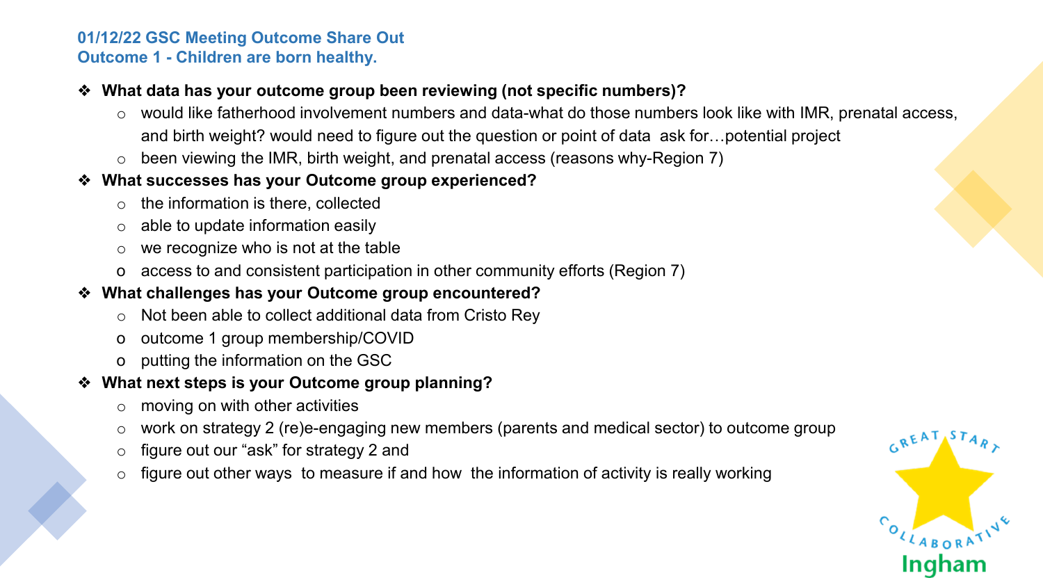**01/12/22 GSC Meeting Outcome Share Out**
**Outcome 1 - Children are born healthy.**

- **What data has your outcome group been reviewing (not specific numbers)?**
  - would like fatherhood involvement numbers and data-what do those numbers look like with IMR, prenatal access, and birth weight? would need to figure out the question or point of data ask for…potential project
  - been viewing the IMR, birth weight, and prenatal access (reasons why-Region 7)
- **What successes has your Outcome group experienced?**
  - the information is there, collected
  - able to update information easily
  - we recognize who is not at the table
  - access to and consistent participation in other community efforts (Region 7)
- **What challenges has your Outcome group encountered?**
  - Not been able to collect additional data from Cristo Rey
  - outcome 1 group membership/COVID
  - putting the information on the GSC
- **What next steps is your Outcome group planning?**
  - moving on with other activities
  - work on strategy 2 (re)e-engaging new members (parents and medical sector) to outcome group
  - figure out our "ask" for strategy 2 and
  - figure out other ways to measure if and how the information of activity is really working

GREAT START COLLABORATIVE
Ingham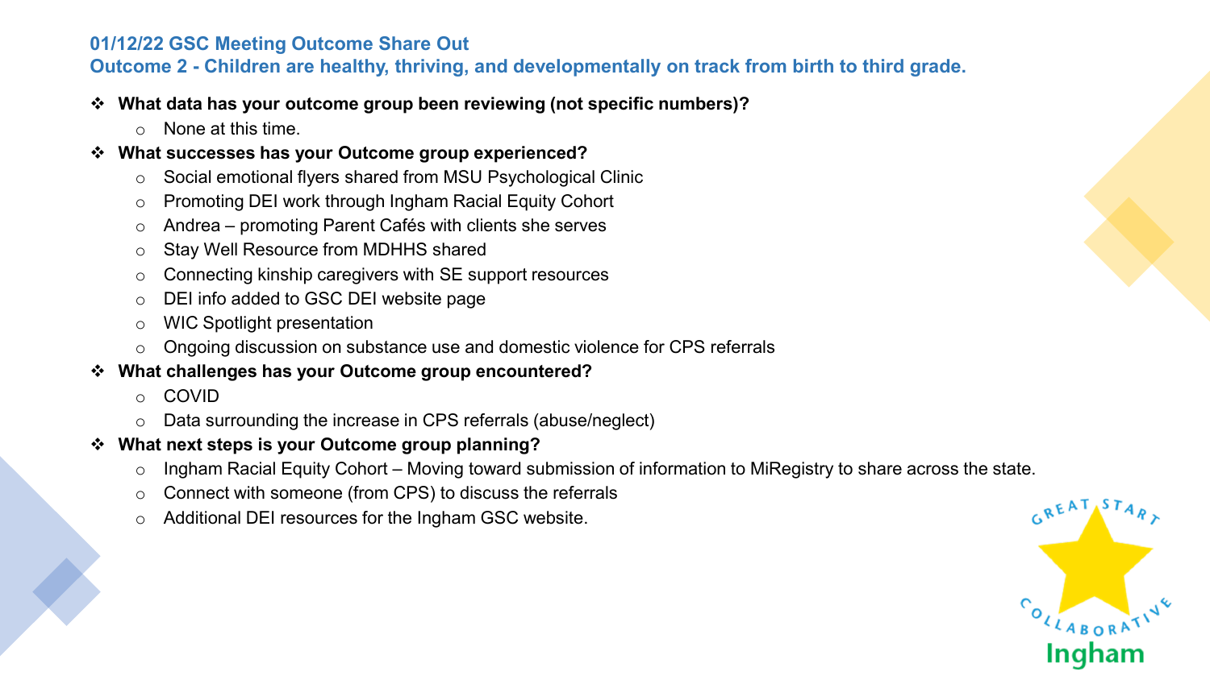## 01/12/22 GSC Meeting Outcome Share Out

## Outcome 2 - Children are healthy, thriving, and developmentally on track from birth to third grade.

- **What data has your outcome group been reviewing (not specific numbers)?**
  - None at this time.
- **What successes has your Outcome group experienced?**
  - Social emotional flyers shared from MSU Psychological Clinic
  - Promoting DEI work through Ingham Racial Equity Cohort
  - Andrea – promoting Parent Cafés with clients she serves
  - Stay Well Resource from MDHHS shared
  - Connecting kinship caregivers with SE support resources
  - DEI info added to GSC DEI website page
  - WIC Spotlight presentation
  - Ongoing discussion on substance use and domestic violence for CPS referrals
- **What challenges has your Outcome group encountered?**
  - COVID
  - Data surrounding the increase in CPS referrals (abuse/neglect)
- **What next steps is your Outcome group planning?**
  - Ingham Racial Equity Cohort – Moving toward submission of information to MiRegistry to share across the state.
  - Connect with someone (from CPS) to discuss the referrals
  - Additional DEI resources for the Ingham GSC website.

GREAT START COLLABORATIVE Ingham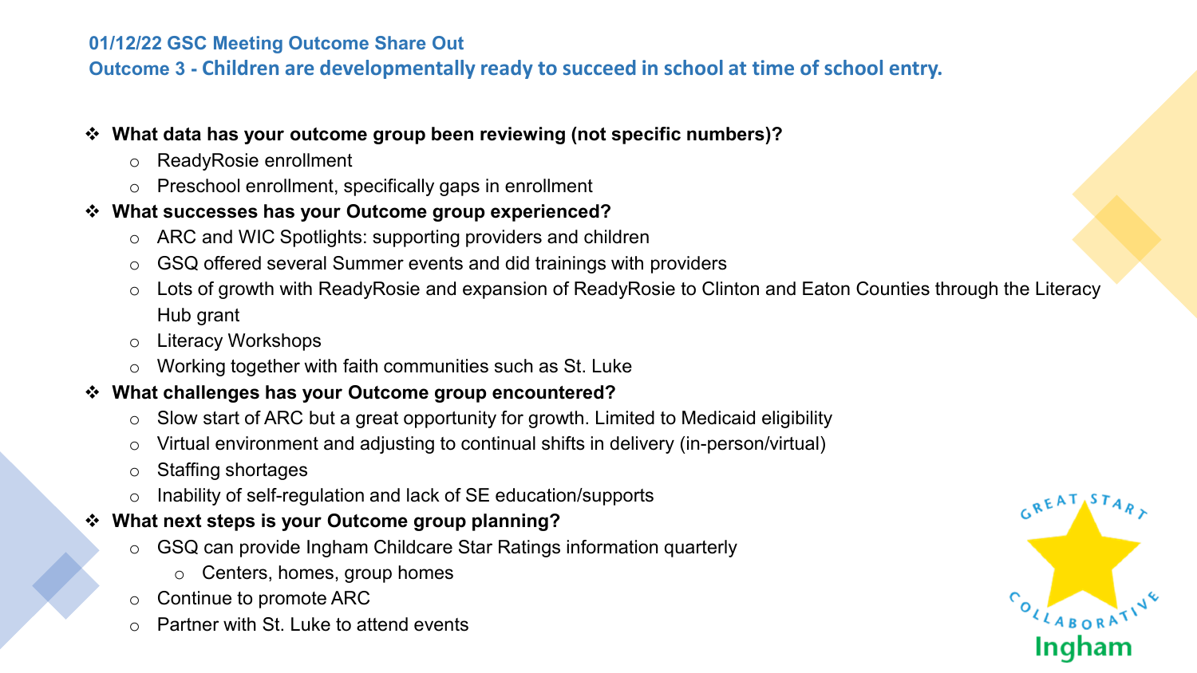## 01/12/22 GSC Meeting Outcome Share Out

## Outcome 3 - Children are developmentally ready to succeed in school at time of school entry.

- **What data has your outcome group been reviewing (not specific numbers)?**
  - ReadyRosie enrollment
  - Preschool enrollment, specifically gaps in enrollment
- **What successes has your Outcome group experienced?**
  - ARC and WIC Spotlights: supporting providers and children
  - GSQ offered several Summer events and did trainings with providers
  - Lots of growth with ReadyRosie and expansion of ReadyRosie to Clinton and Eaton Counties through the Literacy Hub grant
  - Literacy Workshops
  - Working together with faith communities such as St. Luke
- **What challenges has your Outcome group encountered?**
  - Slow start of ARC but a great opportunity for growth. Limited to Medicaid eligibility
  - Virtual environment and adjusting to continual shifts in delivery (in-person/virtual)
  - Staffing shortages
  - Inability of self-regulation and lack of SE education/supports
- **What next steps is your Outcome group planning?**
  - GSQ can provide Ingham Childcare Star Ratings information quarterly
    - Centers, homes, group homes
  - Continue to promote ARC
  - Partner with St. Luke to attend events

Great Start Collaborative Ingham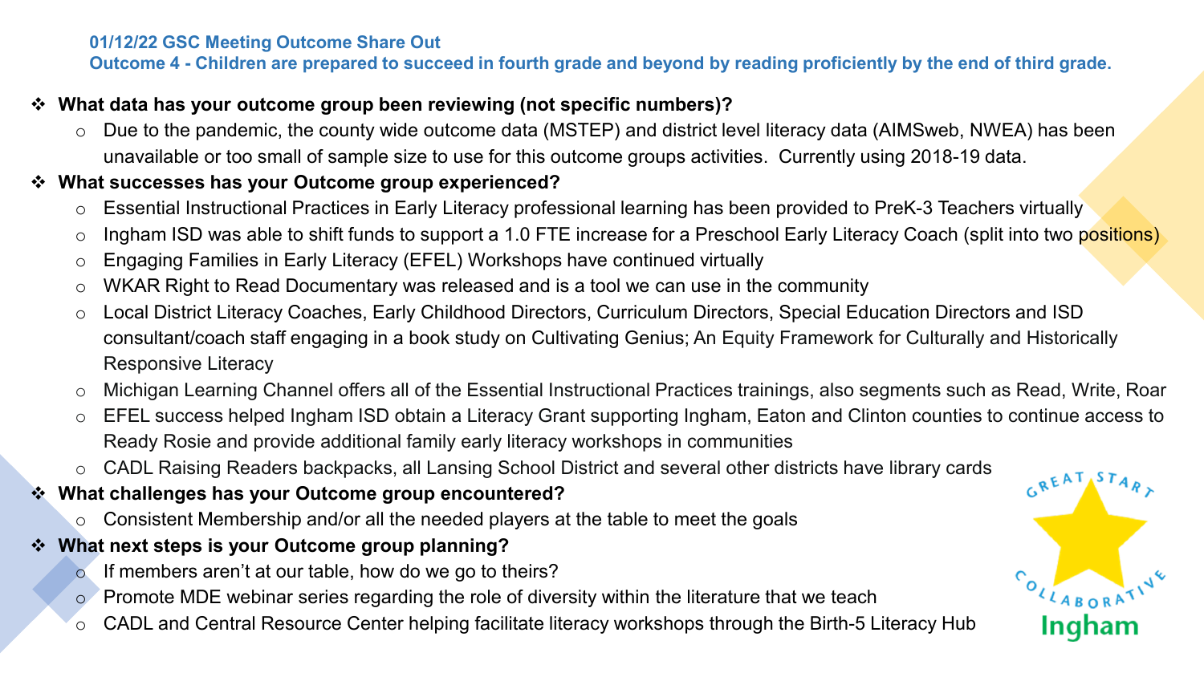**01/12/22 GSC Meeting Outcome Share Out**
**Outcome 4 - Children are prepared to succeed in fourth grade and beyond by reading proficiently by the end of third grade.**

- **What data has your outcome group been reviewing (not specific numbers)?**
  - Due to the pandemic, the county wide outcome data (MSTEP) and district level literacy data (AIMSweb, NWEA) has been unavailable or too small of sample size to use for this outcome groups activities. Currently using 2018-19 data.
- **What successes has your Outcome group experienced?**
  - Essential Instructional Practices in Early Literacy professional learning has been provided to PreK-3 Teachers virtually
  - Ingham ISD was able to shift funds to support a 1.0 FTE increase for a Preschool Early Literacy Coach (split into two positions)
  - Engaging Families in Early Literacy (EFEL) Workshops have continued virtually
  - WKAR Right to Read Documentary was released and is a tool we can use in the community
  - Local District Literacy Coaches, Early Childhood Directors, Curriculum Directors, Special Education Directors and ISD consultant/coach staff engaging in a book study on Cultivating Genius; An Equity Framework for Culturally and Historically Responsive Literacy
  - Michigan Learning Channel offers all of the Essential Instructional Practices trainings, also segments such as Read, Write, Roar
  - EFEL success helped Ingham ISD obtain a Literacy Grant supporting Ingham, Eaton and Clinton counties to continue access to Ready Rosie and provide additional family early literacy workshops in communities
  - CADL Raising Readers backpacks, all Lansing School District and several other districts have library cards
- **What challenges has your Outcome group encountered?**
  - Consistent Membership and/or all the needed players at the table to meet the goals
- **What next steps is your Outcome group planning?**
  - If members aren't at our table, how do we go to theirs?
  - Promote MDE webinar series regarding the role of diversity within the literature that we teach
  - CADL and Central Resource Center helping facilitate literacy workshops through the Birth-5 Literacy Hub

GREAT START COLLABORATIVE Ingham